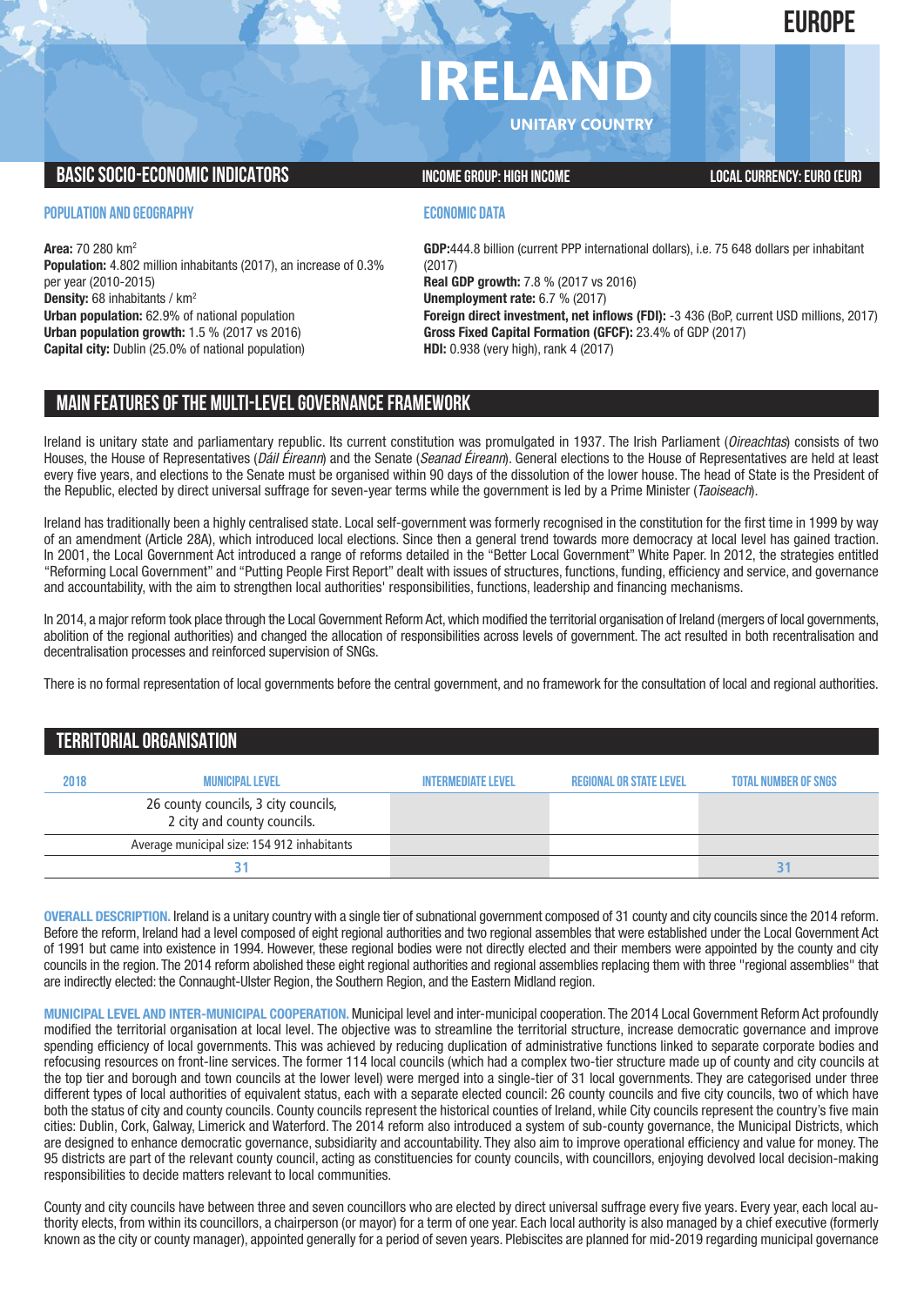EUROPE

# IRELAND

UNITARY COUNTRY

## BASIC SOCIO-ECONOMIC INDICATORS

INCOME GROUP: HIGH INCOME

LOCAL CURRENCY: EURO (EUR)

### POPULATION AND GEOGRAPHY

**Area:** 70 280 km$^2$
**Population:** 4.802 million inhabitants (2017), an increase of 0.3% per year (2010-2015)
**Density:** 68 inhabitants / km$^2$
**Urban population:** 62.9% of national population
**Urban population growth:** 1.5 % (2017 vs 2016)
**Capital city:** Dublin (25.0% of national population)

### ECONOMIC DATA

**GDP:**444.8 billion (current PPP international dollars), i.e. 75 648 dollars per inhabitant (2017)
**Real GDP growth:** 7.8 % (2017 vs 2016)
**Unemployment rate:** 6.7 % (2017)
**Foreign direct investment, net inflows (FDI):** -3 436 (BoP, current USD millions, 2017)
**Gross Fixed Capital Formation (GFCF):** 23.4% of GDP (2017)
**HDI:** 0.938 (very high), rank 4 (2017)

## MAIN FEATURES OF THE MULTI-LEVEL GOVERNANCE FRAMEWORK

Ireland is unitary state and parliamentary republic. Its current constitution was promulgated in 1937. The Irish Parliament (*Oireachtas*) consists of two Houses, the House of Representatives (*Dáil Éireann*) and the Senate (*Seanad Éireann*). General elections to the House of Representatives are held at least every five years, and elections to the Senate must be organised within 90 days of the dissolution of the lower house. The head of State is the President of the Republic, elected by direct universal suffrage for seven-year terms while the government is led by a Prime Minister (*Taoiseach*).

Ireland has traditionally been a highly centralised state. Local self-government was formerly recognised in the constitution for the first time in 1999 by way of an amendment (Article 28A), which introduced local elections. Since then a general trend towards more democracy at local level has gained traction. In 2001, the Local Government Act introduced a range of reforms detailed in the "Better Local Government" White Paper. In 2012, the strategies entitled "Reforming Local Government" and "Putting People First Report" dealt with issues of structures, functions, funding, efficiency and service, and governance and accountability, with the aim to strengthen local authorities' responsibilities, functions, leadership and financing mechanisms.

In 2014, a major reform took place through the Local Government Reform Act, which modified the territorial organisation of Ireland (mergers of local governments, abolition of the regional authorities) and changed the allocation of responsibilities across levels of government. The act resulted in both recentralisation and decentralisation processes and reinforced supervision of SNGs.

There is no formal representation of local governments before the central government, and no framework for the consultation of local and regional authorities.

## TERRITORIAL ORGANISATION

| 2018 | MUNICIPAL LEVEL | INTERMEDIATE LEVEL | REGIONAL OR STATE LEVEL | TOTAL NUMBER OF SNGS |
|---|---|---|---|---|
| | 26 county councils, 3 city councils, 2 city and county councils. | | | |
| | Average municipal size: 154 912 inhabitants | | | |
| | 31 | | | 31 |

**OVERALL DESCRIPTION.** Ireland is a unitary country with a single tier of subnational government composed of 31 county and city councils since the 2014 reform. Before the reform, Ireland had a level composed of eight regional authorities and two regional assemblies that were established under the Local Government Act of 1991 but came into existence in 1994. However, these regional bodies were not directly elected and their members were appointed by the county and city councils in the region. The 2014 reform abolished these eight regional authorities and regional assemblies replacing them with three "regional assemblies" that are indirectly elected: the Connaught-Ulster Region, the Southern Region, and the Eastern Midland region.

**MUNICIPAL LEVEL AND INTER-MUNICIPAL COOPERATION.** Municipal level and inter-municipal cooperation. The 2014 Local Government Reform Act profoundly modified the territorial organisation at local level. The objective was to streamline the territorial structure, increase democratic governance and improve spending efficiency of local governments. This was achieved by reducing duplication of administrative functions linked to separate corporate bodies and refocusing resources on front-line services. The former 114 local councils (which had a complex two-tier structure made up of county and city councils at the top tier and borough and town councils at the lower level) were merged into a single-tier of 31 local governments. They are categorised under three different types of local authorities of equivalent status, each with a separate elected council: 26 county councils and five city councils, two of which have both the status of city and county councils. County councils represent the historical counties of Ireland, while City councils represent the country's five main cities: Dublin, Cork, Galway, Limerick and Waterford. The 2014 reform also introduced a system of sub-county governance, the Municipal Districts, which are designed to enhance democratic governance, subsidiarity and accountability. They also aim to improve operational efficiency and value for money. The 95 districts are part of the relevant county council, acting as constituencies for county councils, with councillors, enjoying devolved local decision-making responsibilities to decide matters relevant to local communities.

County and city councils have between three and seven councillors who are elected by direct universal suffrage every five years. Every year, each local authority elects, from within its councillors, a chairperson (or mayor) for a term of one year. Each local authority is also managed by a chief executive (formerly known as the city or county manager), appointed generally for a period of seven years. Plebiscites are planned for mid-2019 regarding municipal governance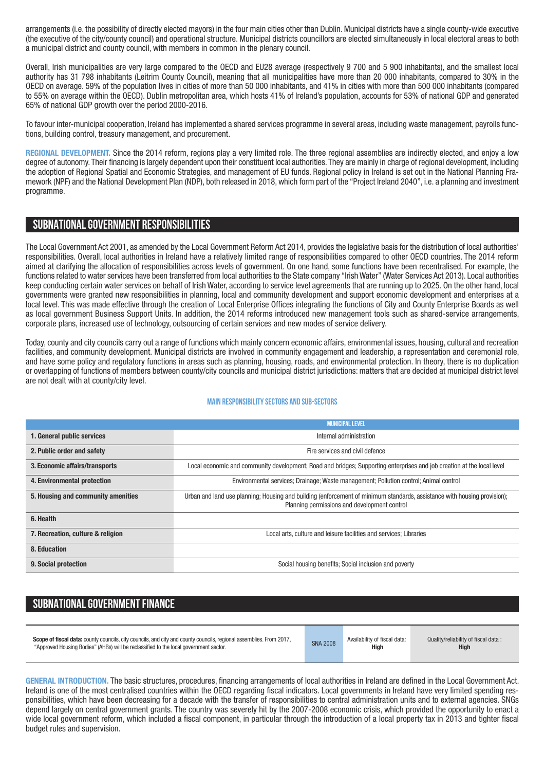arrangements (i.e. the possibility of directly elected mayors) in the four main cities other than Dublin. Municipal districts have a single county-wide executive (the executive of the city/county council) and operational structure. Municipal districts councillors are elected simultaneously in local electoral areas to both a municipal district and county council, with members in common in the plenary council.

Overall, Irish municipalities are very large compared to the OECD and EU28 average (respectively 9 700 and 5 900 inhabitants), and the smallest local authority has 31 798 inhabitants (Leitrim County Council), meaning that all municipalities have more than 20 000 inhabitants, compared to 30% in the OECD on average. 59% of the population lives in cities of more than 50 000 inhabitants, and 41% in cities with more than 500 000 inhabitants (compared to 55% on average within the OECD). Dublin metropolitan area, which hosts 41% of Ireland's population, accounts for 53% of national GDP and generated 65% of national GDP growth over the period 2000-2016.

To favour inter-municipal cooperation, Ireland has implemented a shared services programme in several areas, including waste management, payrolls functions, building control, treasury management, and procurement.

**REGIONAL DEVELOPMENT.** Since the 2014 reform, regions play a very limited role. The three regional assemblies are indirectly elected, and enjoy a low degree of autonomy. Their financing is largely dependent upon their constituent local authorities. They are mainly in charge of regional development, including the adoption of Regional Spatial and Economic Strategies, and management of EU funds. Regional policy in Ireland is set out in the National Planning Framework (NPF) and the National Development Plan (NDP), both released in 2018, which form part of the "Project Ireland 2040", i.e. a planning and investment programme.

## SUBNATIONAL GOVERNMENT RESPONSIBILITIES

The Local Government Act 2001, as amended by the Local Government Reform Act 2014, provides the legislative basis for the distribution of local authorities' responsibilities. Overall, local authorities in Ireland have a relatively limited range of responsibilities compared to other OECD countries. The 2014 reform aimed at clarifying the allocation of responsibilities across levels of government. On one hand, some functions have been recentralised. For example, the functions related to water services have been transferred from local authorities to the State company "Irish Water" (Water Services Act 2013). Local authorities keep conducting certain water services on behalf of Irish Water, according to service level agreements that are running up to 2025. On the other hand, local governments were granted new responsibilities in planning, local and community development and support economic development and enterprises at a local level. This was made effective through the creation of Local Enterprise Offices integrating the functions of City and County Enterprise Boards as well as local government Business Support Units. In addition, the 2014 reforms introduced new management tools such as shared-service arrangements, corporate plans, increased use of technology, outsourcing of certain services and new modes of service delivery.

Today, county and city councils carry out a range of functions which mainly concern economic affairs, environmental issues, housing, cultural and recreation facilities, and community development. Municipal districts are involved in community engagement and leadership, a representation and ceremonial role, and have some policy and regulatory functions in areas such as planning, housing, roads, and environmental protection. In theory, there is no duplication or overlapping of functions of members between county/city councils and municipal district jurisdictions: matters that are decided at municipal district level are not dealt with at county/city level.

#### MAIN RESPONSIBILITY SECTORS AND SUB-SECTORS

| | MUNICIPAL LEVEL |
|---|---|
| **1. General public services** | Internal administration |
| **2. Public order and safety** | Fire services and civil defence |
| **3. Economic affairs/transports** | Local economic and community development; Road and bridges; Supporting enterprises and job creation at the local level |
| **4. Environmental protection** | Environmental services; Drainage; Waste management; Pollution control; Animal control |
| **5. Housing and community amenities** | Urban and land use planning; Housing and building (enforcement of minimum standards, assistance with housing provision); Planning permissions and development control |
| **6. Health** | |
| **7. Recreation, culture & religion** | Local arts, culture and leisure facilities and services; Libraries |
| **8. Education** | |
| **9. Social protection** | Social housing benefits; Social inclusion and poverty |

## SUBNATIONAL GOVERNMENT FINANCE

| **Scope of fiscal data:** county councils, city councils, and city and county councils, regional assemblies. From 2017, "Approved Housing Bodies" (AHBs) will be reclassified to the local government sector. | SNA 2008 | Availability of fiscal data: **High** | Quality/reliability of fiscal data : **High** |
|---|---|---|---|

**GENERAL INTRODUCTION.** The basic structures, procedures, financing arrangements of local authorities in Ireland are defined in the Local Government Act. Ireland is one of the most centralised countries within the OECD regarding fiscal indicators. Local governments in Ireland have very limited spending responsibilities, which have been decreasing for a decade with the transfer of responsibilities to central administration units and to external agencies. SNGs depend largely on central government grants. The country was severely hit by the 2007-2008 economic crisis, which provided the opportunity to enact a wide local government reform, which included a fiscal component, in particular through the introduction of a local property tax in 2013 and tighter fiscal budget rules and supervision.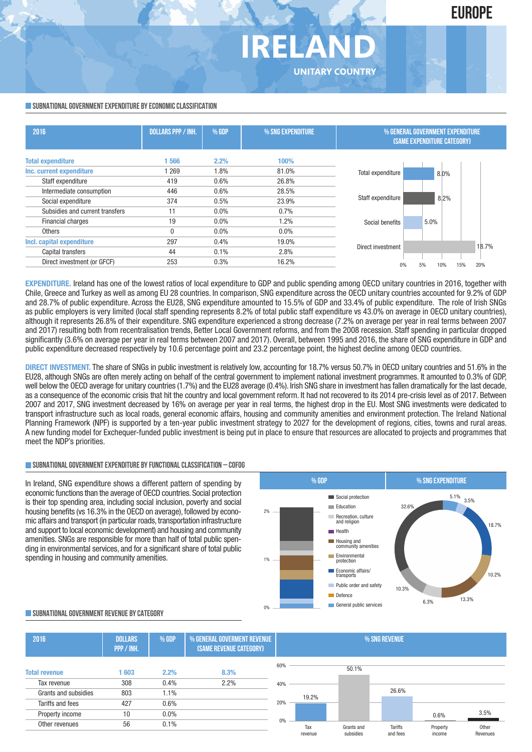EUROPE

# IRELAND

UNITARY COUNTRY

## SUBNATIONAL GOVERNMENT EXPENDITURE BY ECONOMIC CLASSIFICATION

| 2016 | DOLLARS PPP / INH. | % GDP | % SNG EXPENDITURE | % GENERAL GOVERNMENT EXPENDITURE (SAME EXPENDITURE CATEGORY) |
|---|---|---|---|---|
| **Total expenditure** | **1 566** | **2.2%** | **100%** | |
| **Inc. current expenditure** | 1 269 | 1.8% | 81.0% | |
| Staff expenditure | 419 | 0.6% | 26.8% | |
| Intermediate consumption | 446 | 0.6% | 28.5% | |
| Social expenditure | 374 | 0.5% | 23.9% | |
| Subsidies and current transfers | 11 | 0.0% | 0.7% | |
| Financial charges | 19 | 0.0% | 1.2% | |
| Others | 0 | 0.0% | 0.0% | |
| **Incl. capital expenditure** | 297 | 0.4% | 19.0% | |
| Capital transfers | 44 | 0.1% | 2.8% | |
| Direct investment (or GFCF) | 253 | 0.3% | 16.2% | |

% General government expenditure (same expenditure category): Total expenditure 8.0%; Staff expenditure 8.2%; Social benefits 5.0%; Direct investment 18.7%.

**EXPENDITURE.** Ireland has one of the lowest ratios of local expenditure to GDP and public spending among OECD unitary countries in 2016, together with Chile, Greece and Turkey as well as among EU 28 countries. In comparison, SNG expenditure across the OECD unitary countries accounted for 9.2% of GDP and 28.7% of public expenditure. Across the EU28, SNG expenditure amounted to 15.5% of GDP and 33.4% of public expenditure. The role of Irish SNGs as public employers is very limited (local staff spending represents 8.2% of total public staff expenditure vs 43.0% on average in OECD unitary countries), although it represents 26.8% of their expenditure. SNG expenditure experienced a strong decrease (7.2% on average per year in real terms between 2007 and 2017) resulting both from recentralisation trends, Better Local Government reforms, and from the 2008 recession. Staff spending in particular dropped significantly (3.6% on average per year in real terms between 2007 and 2017). Overall, between 1995 and 2016, the share of SNG expenditure in GDP and public expenditure decreased respectively by 10.6 percentage point and 23.2 percentage point, the highest decline among OECD countries.

**DIRECT INVESTMENT.** The share of SNGs in public investment is relatively low, accounting for 18.7% versus 50.7% in OECD unitary countries and 51.6% in the EU28, although SNGs are often merely acting on behalf of the central government to implement national investment programmes. It amounted to 0.3% of GDP, well below the OECD average for unitary countries (1.7%) and the EU28 average (0.4%). Irish SNG share in investment has fallen dramatically for the last decade, as a consequence of the economic crisis that hit the country and local government reform. It had not recovered to its 2014 pre-crisis level as of 2017. Between 2007 and 2017, SNG investment decreased by 16% on average per year in real terms, the highest drop in the EU. Most SNG investments were dedicated to transport infrastructure such as local roads, general economic affairs, housing and community amenities and environment protection. The Ireland National Planning Framework (NPF) is supported by a ten-year public investment strategy to 2027 for the development of regions, cities, towns and rural areas. A new funding model for Exchequer-funded public investment is being put in place to ensure that resources are allocated to projects and programmes that meet the NDP's priorities.

## SUBNATIONAL GOVERNMENT EXPENDITURE BY FUNCTIONAL CLASSIFICATION – COFOG

In Ireland, SNG expenditure shows a different pattern of spending by economic functions than the average of OECD countries. Social protection is their top spending area, including social inclusion, poverty and social housing benefits (vs 16.3% in the OECD on average), followed by economic affairs and transport (in particular roads, transportation infrastructure and support to local economic development) and housing and community amenities. SNGs are responsible for more than half of total public spending in environmental services, and for a significant share of total public spending in housing and community amenities.

% SNG expenditure: Social protection 32.6%; Education 10.3%; Recreation, culture and religion 6.3%; Housing and community amenities 13.3%; Environmental protection 10.2%; Economic affairs/transports 18.7%; Public order and safety 3.5%; General public services 5.1%.

## SUBNATIONAL GOVERNMENT REVENUE BY CATEGORY

| 2016 | DOLLARS PPP / INH. | % GDP | % GENERAL GOVERMENT REVENUE (SAME REVENUE CATEGORY) |
|---|---|---|---|
| **Total revenue** | **1 603** | **2.2%** | **8.3%** |
| Tax revenue | 308 | 0.4% | 2.2% |
| Grants and subsidies | 803 | 1.1% | |
| Tariffs and fees | 427 | 0.6% | |
| Property income | 10 | 0.0% | |
| Other revenues | 56 | 0.1% | |

% SNG revenue: Tax revenue 19.2%; Grants and subsidies 50.1%; Tariffs and fees 26.6%; Property income 0.6%; Other Revenues 3.5%.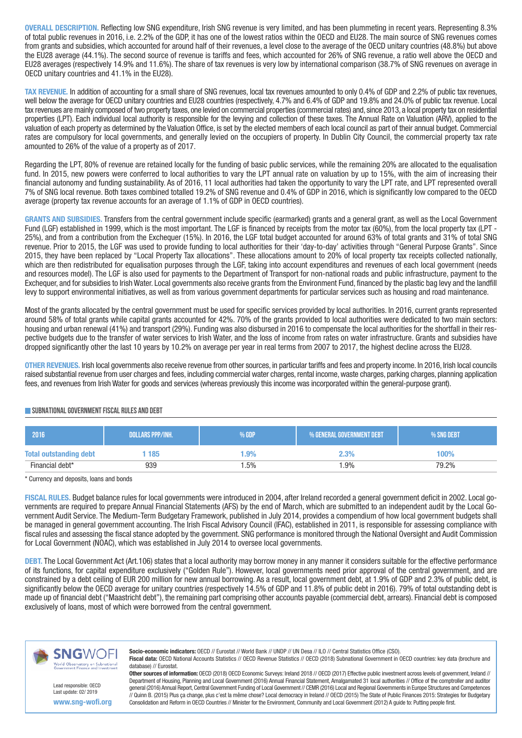**OVERALL DESCRIPTION.** Reflecting low SNG expenditure, Irish SNG revenue is very limited, and has been plummeting in recent years. Representing 8.3% of total public revenues in 2016, i.e. 2.2% of the GDP, it has one of the lowest ratios within the OECD and EU28. The main source of SNG revenues comes from grants and subsidies, which accounted for around half of their revenues, a level close to the average of the OECD unitary countries (48.8%) but above the EU28 average (44.1%). The second source of revenue is tariffs and fees, which accounted for 26% of SNG revenue, a ratio well above the OECD and EU28 averages (respectively 14.9% and 11.6%). The share of tax revenues is very low by international comparison (38.7% of SNG revenues on average in OECD unitary countries and 41.1% in the EU28).

**TAX REVENUE.** In addition of accounting for a small share of SNG revenues, local tax revenues amounted to only 0.4% of GDP and 2.2% of public tax revenues, well below the average for OECD unitary countries and EU28 countries (respectively, 4.7% and 6.4% of GDP and 19.8% and 24.0% of public tax revenue. Local tax revenues are mainly composed of two property taxes, one levied on commercial properties (commercial rates) and, since 2013, a local property tax on residential properties (LPT). Each individual local authority is responsible for the levying and collection of these taxes. The Annual Rate on Valuation (ARV), applied to the valuation of each property as determined by the Valuation Office, is set by the elected members of each local council as part of their annual budget. Commercial rates are compulsory for local governments, and generally levied on the occupiers of property. In Dublin City Council, the commercial property tax rate amounted to 26% of the value of a property as of 2017.

Regarding the LPT, 80% of revenue are retained locally for the funding of basic public services, while the remaining 20% are allocated to the equalisation fund. In 2015, new powers were conferred to local authorities to vary the LPT annual rate on valuation by up to 15%, with the aim of increasing their financial autonomy and funding sustainability. As of 2016, 11 local authorities had taken the opportunity to vary the LPT rate, and LPT represented overall 7% of SNG local revenue. Both taxes combined totalled 19.2% of SNG revenue and 0.4% of GDP in 2016, which is significantly low compared to the OECD average (property tax revenue accounts for an average of 1.1% of GDP in OECD countries).

**GRANTS AND SUBSIDIES.** Transfers from the central government include specific (earmarked) grants and a general grant, as well as the Local Government Fund (LGF) established in 1999, which is the most important. The LGF is financed by receipts from the motor tax (60%), from the local property tax (LPT - 25%), and from a contribution from the Exchequer (15%). In 2016, the LGF total budget accounted for around 63% of total grants and 31% of total SNG revenue. Prior to 2015, the LGF was used to provide funding to local authorities for their 'day-to-day' activities through "General Purpose Grants". Since 2015, they have been replaced by "Local Property Tax allocations". These allocations amount to 20% of local property tax receipts collected nationally, which are then redistributed for equalisation purposes through the LGF, taking into account expenditures and revenues of each local government (needs and resources model). The LGF is also used for payments to the Department of Transport for non-national roads and public infrastructure, payment to the Exchequer, and for subsidies to Irish Water. Local governments also receive grants from the Environment Fund, financed by the plastic bag levy and the landfill levy to support environmental initiatives, as well as from various government departments for particular services such as housing and road maintenance.

Most of the grants allocated by the central government must be used for specific services provided by local authorities. In 2016, current grants represented around 58% of total grants while capital grants accounted for 42%. 70% of the grants provided to local authorities were dedicated to two main sectors: housing and urban renewal (41%) and transport (29%). Funding was also disbursed in 2016 to compensate the local authorities for the shortfall in their respective budgets due to the transfer of water services to Irish Water, and the loss of income from rates on water infrastructure. Grants and subsidies have dropped significantly other the last 10 years by 10.2% on average per year in real terms from 2007 to 2017, the highest decline across the EU28.

**OTHER REVENUES.** Irish local governments also receive revenue from other sources, in particular tariffs and fees and property income. In 2016, Irish local councils raised substantial revenue from user charges and fees, including commercial water charges, rental income, waste charges, parking charges, planning application fees, and revenues from Irish Water for goods and services (whereas previously this income was incorporated within the general-purpose grant).

## SUBNATIONAL GOVERNMENT FISCAL RULES AND DEBT

| 2016 | DOLLARS PPP/INH. | % GDP | % GENERAL GOVERNMENT DEBT | % SNG DEBT |
|---|---|---|---|---|
| **Total outstanding debt** | **1 185** | **1.9%** | **2.3%** | **100%** |
| Financial debt* | 939 | 1.5% | 1.9% | 79.2% |

\* Currency and deposits, loans and bonds

**FISCAL RULES.** Budget balance rules for local governments were introduced in 2004, after Ireland recorded a general government deficit in 2002. Local governments are required to prepare Annual Financial Statements (AFS) by the end of March, which are submitted to an independent audit by the Local Government Audit Service. The Medium-Term Budgetary Framework, published in July 2014, provides a compendium of how local government budgets shall be managed in general government accounting. The Irish Fiscal Advisory Council (IFAC), established in 2011, is responsible for assessing compliance with fiscal rules and assessing the fiscal stance adopted by the government. SNG performance is monitored through the National Oversight and Audit Commission for Local Government (NOAC), which was established in July 2014 to oversee local governments.

**DEBT.** The Local Government Act (Art.106) states that a local authority may borrow money in any manner it considers suitable for the effective performance of its functions, for capital expenditure exclusively ("Golden Rule"). However, local governments need prior approval of the central government, and are constrained by a debt ceiling of EUR 200 million for new annual borrowing. As a result, local government debt, at 1.9% of GDP and 2.3% of public debt, is significantly below the OECD average for unitary countries (respectively 14.5% of GDP and 11.8% of public debt in 2016). 79% of total outstanding debt is made up of financial debt ("Maastricht debt"), the remaining part comprising other accounts payable (commercial debt, arrears). Financial debt is composed exclusively of loans, most of which were borrowed from the central government.

SNGWOFI
World Observatory on Subnational Government Finance and Investment

Lead responsible: OECD
Last update: 02/ 2019

www.sng-wofi.org

**Socio-economic indicators:** OECD // Eurostat // World Bank // UNDP // UN Desa // ILO // Central Statistics Office (CSO).
**Fiscal data:** OECD National Accounts Statistics // OECD Revenue Statistics // OECD (2018) Subnational Government in OECD countries: key data (brochure and database) // Eurostat.
**Other sources of information:** OECD (2018) OECD Economic Surveys: Ireland 2018 // OECD (2017) Effective public investment across levels of government, Ireland // Department of Housing, Planning and Local Government (2016) Annual Financial Statement, Amalgamated 31 local authorities // Office of the comptroller and auditor general (2016) Annual Report, Central Government Funding of Local Government // CEMR (2016) Local and Regional Governments in Europe Structures and Competences // Quinn B. (2015) Plus ça change, plus c'est la même chose? Local democracy in Ireland // OECD (2015) The State of Public Finances 2015: Strategies for Budgetary Consolidation and Reform in OECD Countries // Minister for the Environment, Community and Local Government (2012) A guide to: Putting people first.